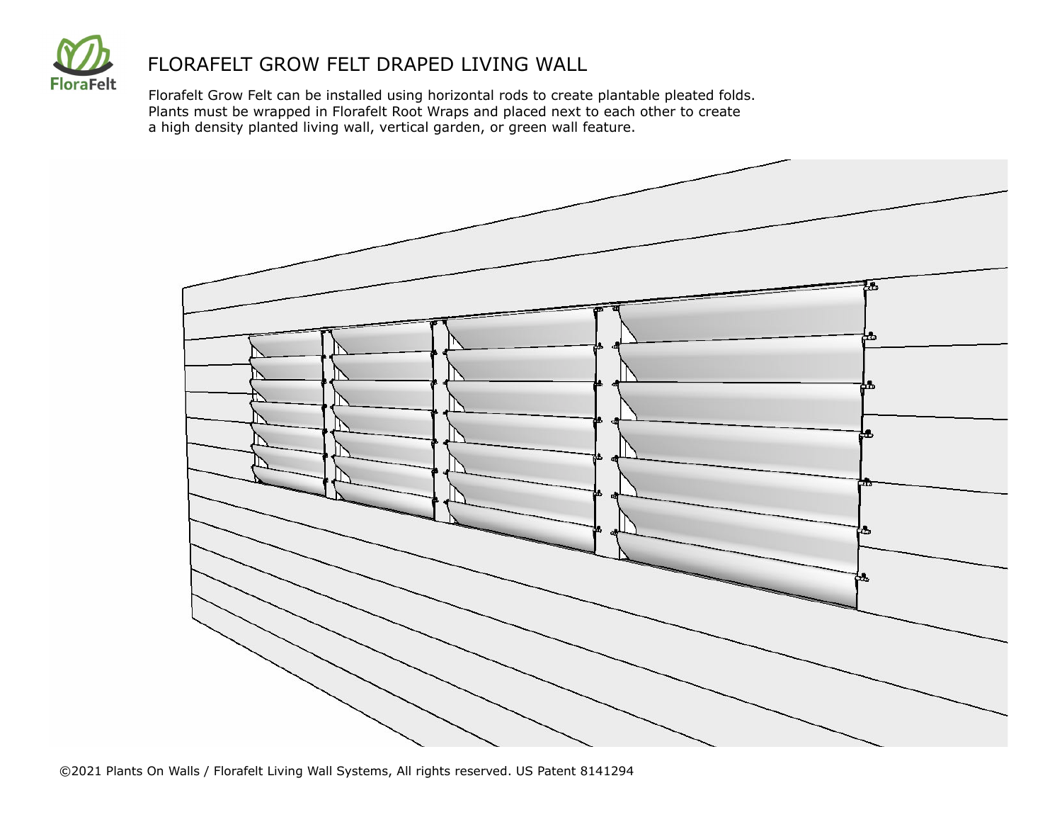# FLORAFELT GROW FELT DRAPED LIVING WALL

Florafelt Grow Felt can be installed using horizontal rods to create plantable pleated folds. Plants must be wrapped in Florafelt Root Wraps and placed next to each other to create a high density planted living wall, vertical garden, or green wall feature.

©2021 Plants On Walls / Florafelt Living Wall Systems, All rights reserved. US Patent 8141294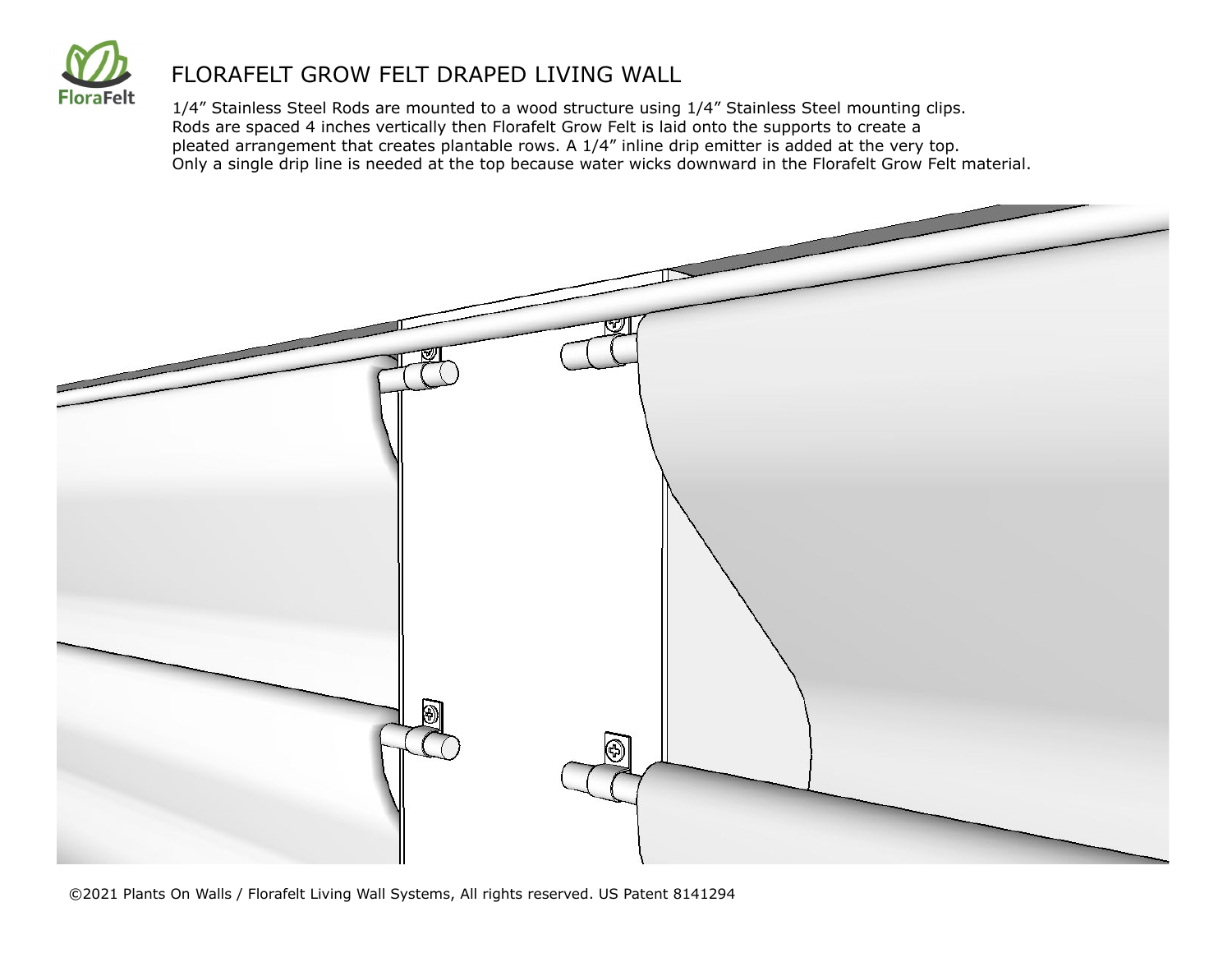# FLORAFELT GROW FELT DRAPED LIVING WALL

1/4” Stainless Steel Rods are mounted to a wood structure using 1/4” Stainless Steel mounting clips.
Rods are spaced 4 inches vertically then Florafelt Grow Felt is laid onto the supports to create a
pleated arrangement that creates plantable rows. A 1/4” inline drip emitter is added at the very top.
Only a single drip line is needed at the top because water wicks downward in the Florafelt Grow Felt material.

©2021 Plants On Walls / Florafelt Living Wall Systems, All rights reserved. US Patent 8141294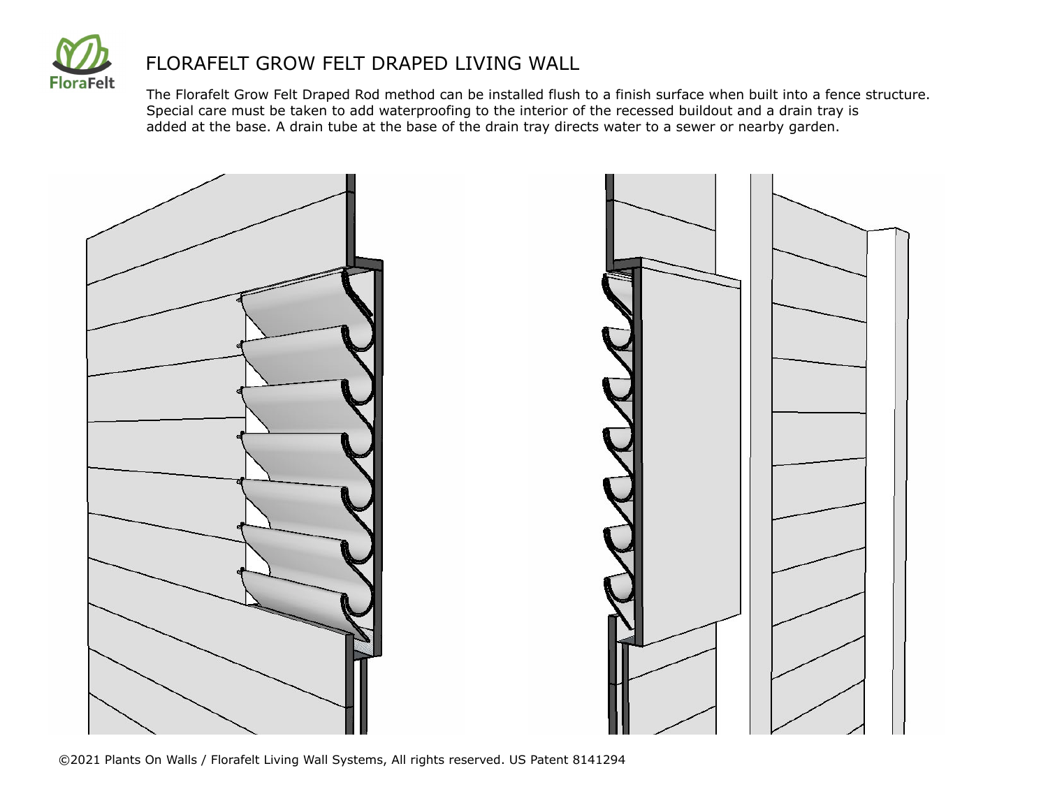FloraFelt

# FLORAFELT GROW FELT DRAPED LIVING WALL

The Florafelt Grow Felt Draped Rod method can be installed flush to a finish surface when built into a fence structure. Special care must be taken to add waterproofing to the interior of the recessed buildout and a drain tray is added at the base. A drain tube at the base of the drain tray directs water to a sewer or nearby garden.

©2021 Plants On Walls / Florafelt Living Wall Systems, All rights reserved. US Patent 8141294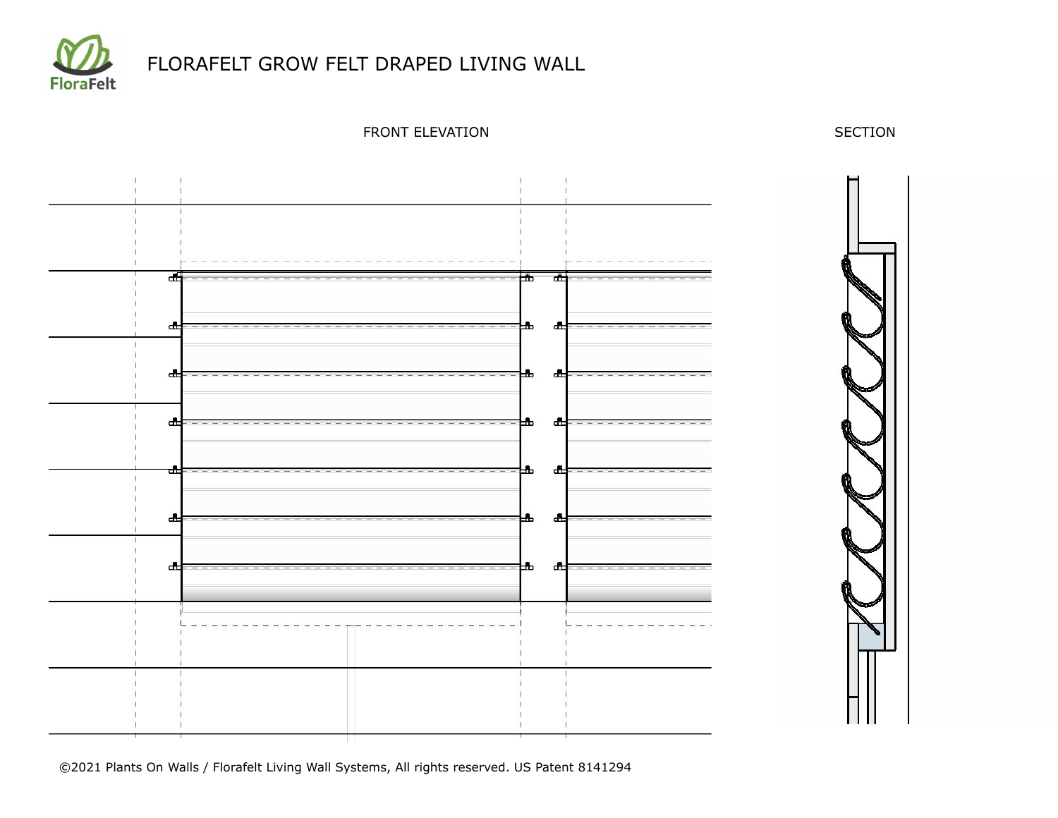FloraFelt

# FLORAFELT GROW FELT DRAPED LIVING WALL

FRONT ELEVATION

SECTION

©2021 Plants On Walls / Florafelt Living Wall Systems, All rights reserved. US Patent 8141294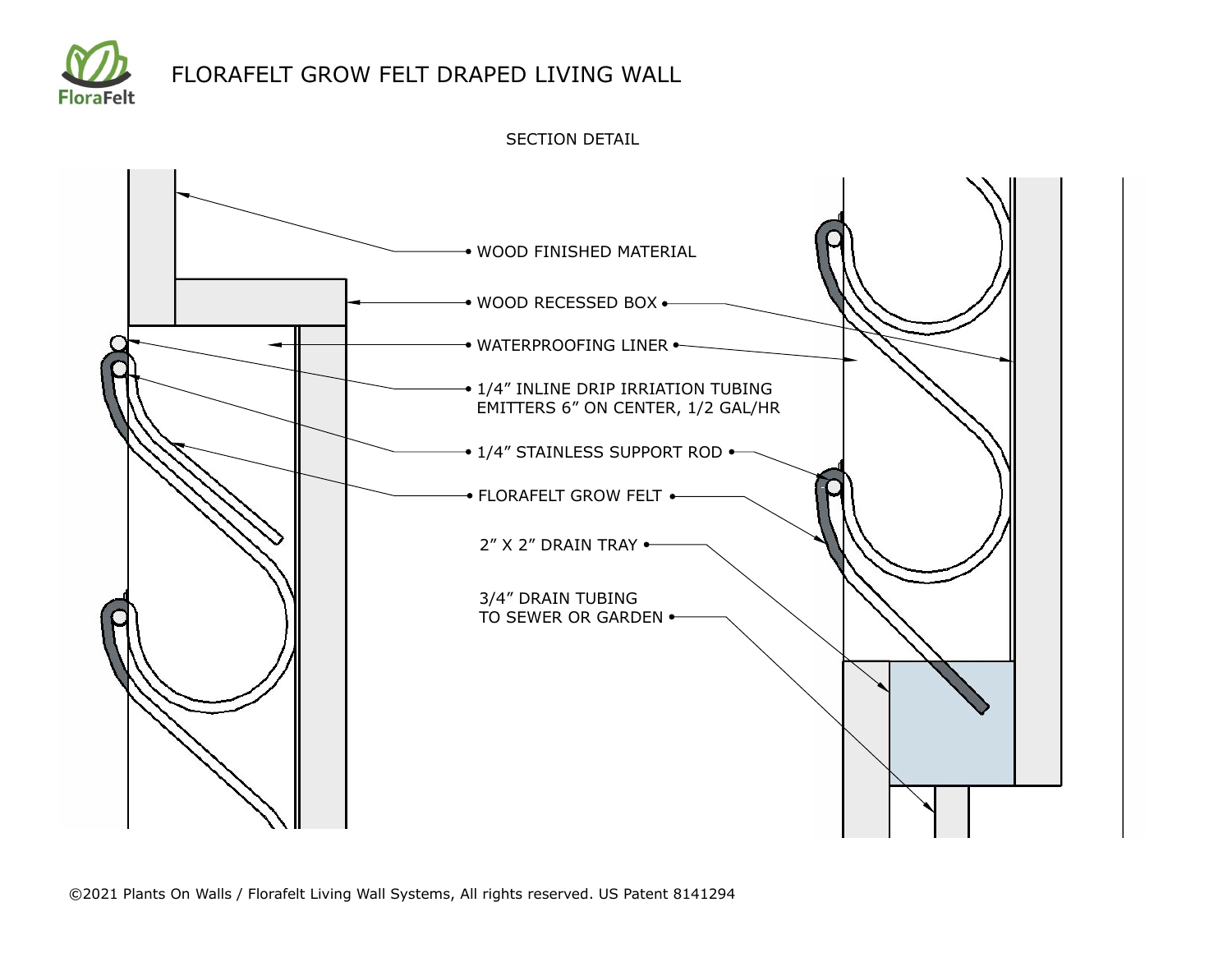# FLORAFELT GROW FELT DRAPED LIVING WALL

SECTION DETAIL

WOOD FINISHED MATERIAL

WOOD RECESSED BOX

WATERPROOFING LINER

1/4" INLINE DRIP IRRIATION TUBING
EMITTERS 6" ON CENTER, 1/2 GAL/HR

1/4" STAINLESS SUPPORT ROD

FLORAFELT GROW FELT

2" X 2" DRAIN TRAY

3/4" DRAIN TUBING
TO SEWER OR GARDEN

©2021 Plants On Walls / Florafelt Living Wall Systems, All rights reserved. US Patent 8141294